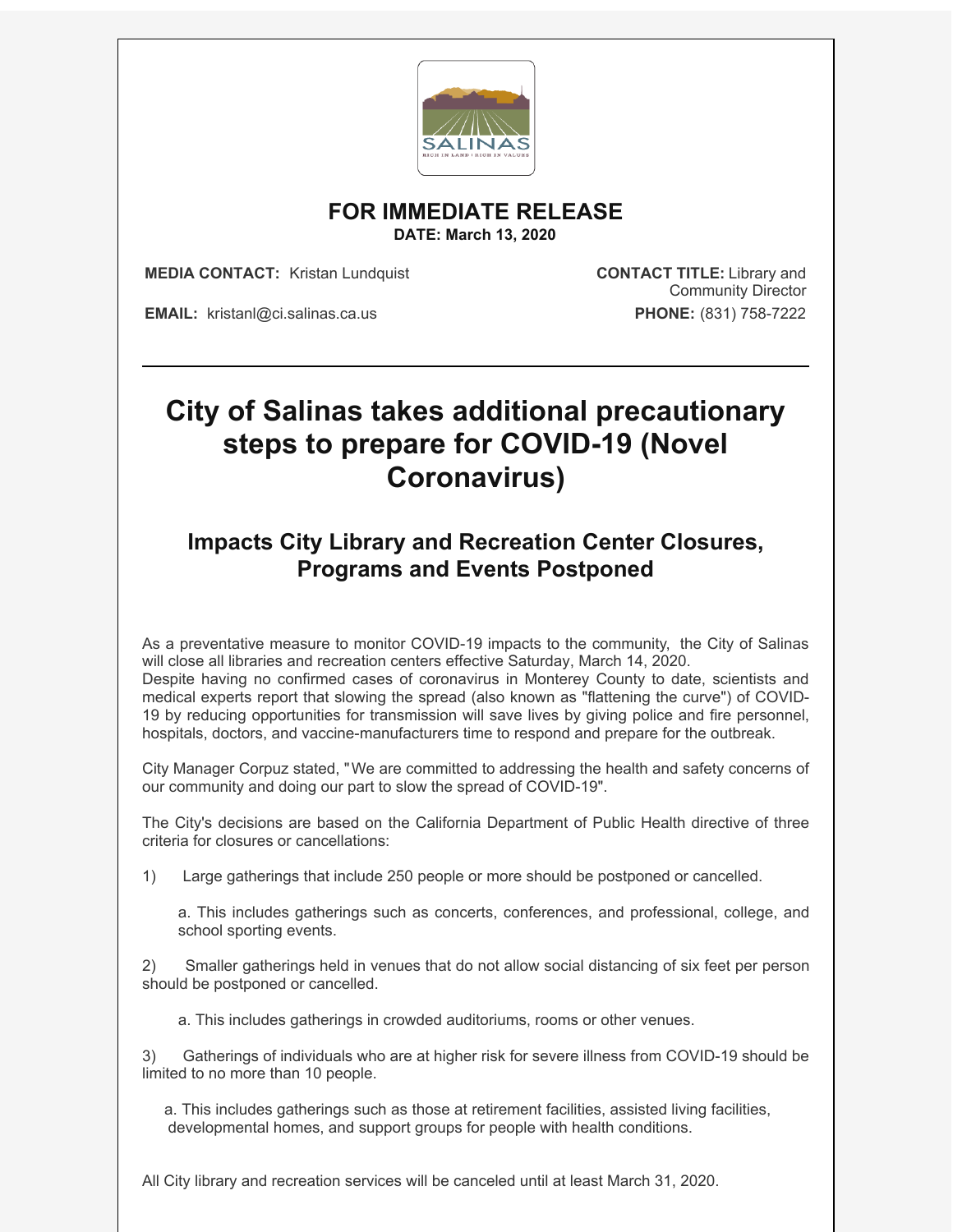**FOR IMMEDIATE RELEASE**
**DATE: March 13, 2020**

**MEDIA CONTACT:** Kristan Lundquist

**CONTACT TITLE:** Library and Community Director

**EMAIL:** kristanl@ci.salinas.ca.us

**PHONE:** (831) 758-7222

---

# City of Salinas takes additional precautionary steps to prepare for COVID-19 (Novel Coronavirus)

## Impacts City Library and Recreation Center Closures, Programs and Events Postponed

As a preventative measure to monitor COVID-19 impacts to the community, the City of Salinas will close all libraries and recreation centers effective Saturday, March 14, 2020.
Despite having no confirmed cases of coronavirus in Monterey County to date, scientists and medical experts report that slowing the spread (also known as "flattening the curve") of COVID-19 by reducing opportunities for transmission will save lives by giving police and fire personnel, hospitals, doctors, and vaccine-manufacturers time to respond and prepare for the outbreak.

City Manager Corpuz stated, "We are committed to addressing the health and safety concerns of our community and doing our part to slow the spread of COVID-19".

The City's decisions are based on the California Department of Public Health directive of three criteria for closures or cancellations:

1) Large gatherings that include 250 people or more should be postponed or cancelled.

    a. This includes gatherings such as concerts, conferences, and professional, college, and school sporting events.

2) Smaller gatherings held in venues that do not allow social distancing of six feet per person should be postponed or cancelled.

    a. This includes gatherings in crowded auditoriums, rooms or other venues.

3) Gatherings of individuals who are at higher risk for severe illness from COVID-19 should be limited to no more than 10 people.

    a. This includes gatherings such as those at retirement facilities, assisted living facilities, developmental homes, and support groups for people with health conditions.

All City library and recreation services will be canceled until at least March 31, 2020.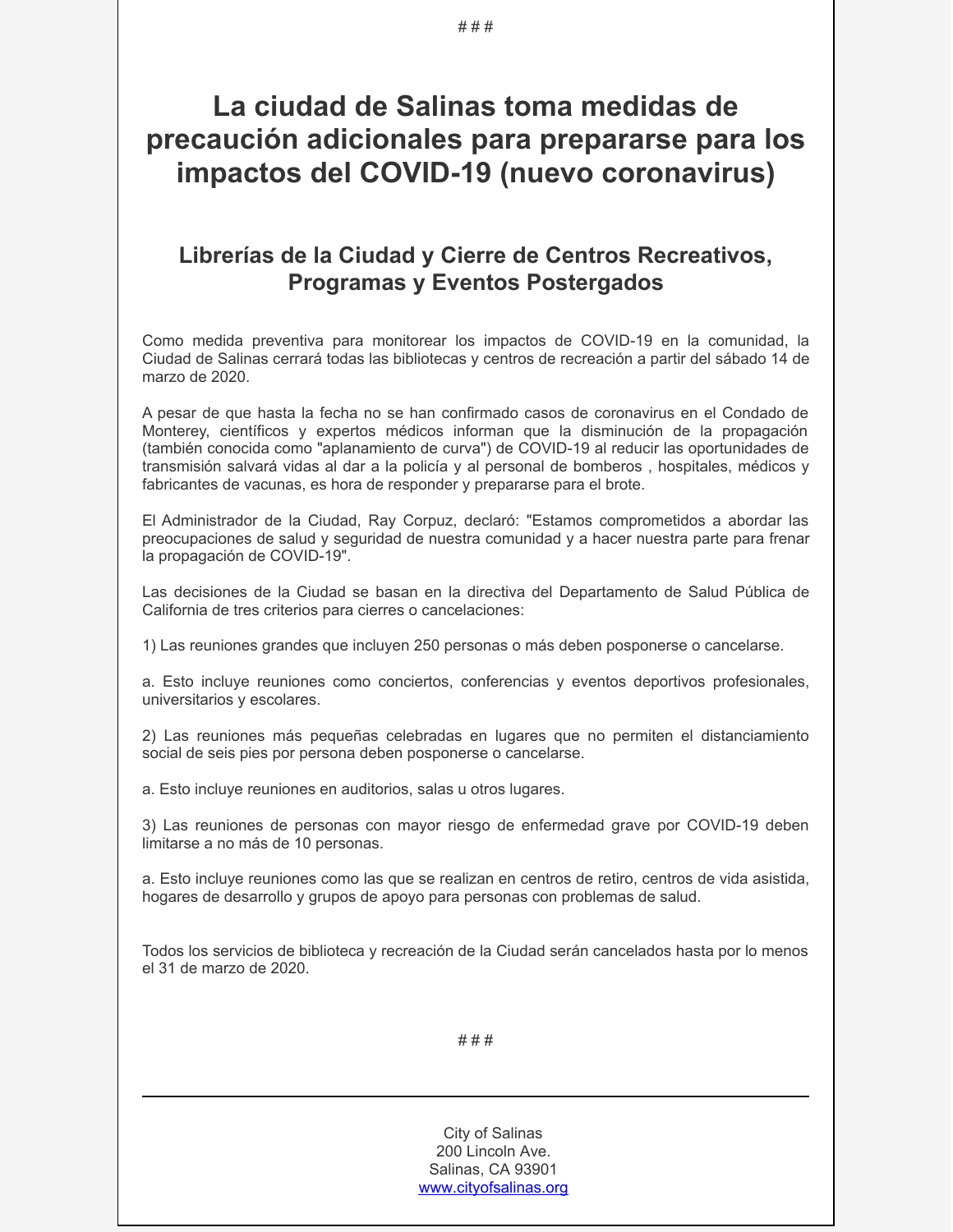# # #

# La ciudad de Salinas toma medidas de precaución adicionales para prepararse para los impactos del COVID-19 (nuevo coronavirus)

## Librerías de la Ciudad y Cierre de Centros Recreativos, Programas y Eventos Postergados

Como medida preventiva para monitorear los impactos de COVID-19 en la comunidad, la Ciudad de Salinas cerrará todas las bibliotecas y centros de recreación a partir del sábado 14 de marzo de 2020.

A pesar de que hasta la fecha no se han confirmado casos de coronavirus en el Condado de Monterey, científicos y expertos médicos informan que la disminución de la propagación (también conocida como "aplanamiento de curva") de COVID-19 al reducir las oportunidades de transmisión salvará vidas al dar a la policía y al personal de bomberos , hospitales, médicos y fabricantes de vacunas, es hora de responder y prepararse para el brote.

El Administrador de la Ciudad, Ray Corpuz, declaró: "Estamos comprometidos a abordar las preocupaciones de salud y seguridad de nuestra comunidad y a hacer nuestra parte para frenar la propagación de COVID-19".

Las decisiones de la Ciudad se basan en la directiva del Departamento de Salud Pública de California de tres criterios para cierres o cancelaciones:

1) Las reuniones grandes que incluyen 250 personas o más deben posponerse o cancelarse.

a. Esto incluye reuniones como conciertos, conferencias y eventos deportivos profesionales, universitarios y escolares.

2) Las reuniones más pequeñas celebradas en lugares que no permiten el distanciamiento social de seis pies por persona deben posponerse o cancelarse.

a. Esto incluye reuniones en auditorios, salas u otros lugares.

3) Las reuniones de personas con mayor riesgo de enfermedad grave por COVID-19 deben limitarse a no más de 10 personas.

a. Esto incluye reuniones como las que se realizan en centros de retiro, centros de vida asistida, hogares de desarrollo y grupos de apoyo para personas con problemas de salud.

Todos los servicios de biblioteca y recreación de la Ciudad serán cancelados hasta por lo menos el 31 de marzo de 2020.

# # #

---

City of Salinas
200 Lincoln Ave.
Salinas, CA 93901
www.cityofsalinas.org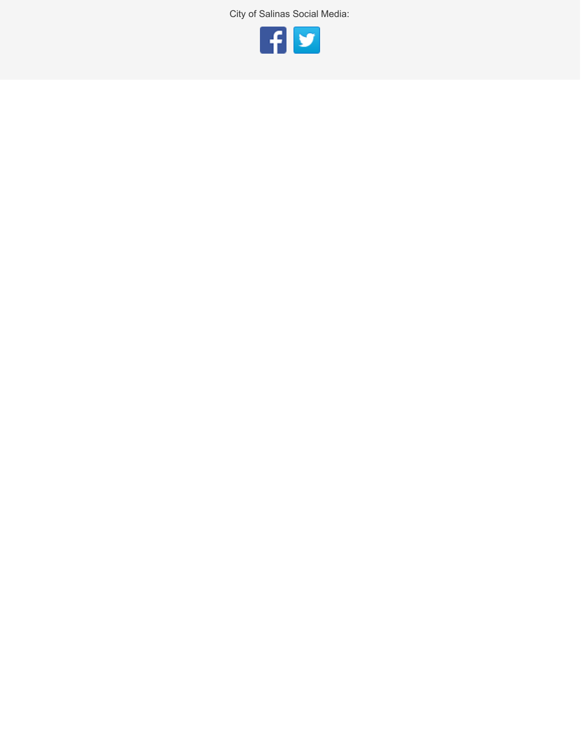City of Salinas Social Media: